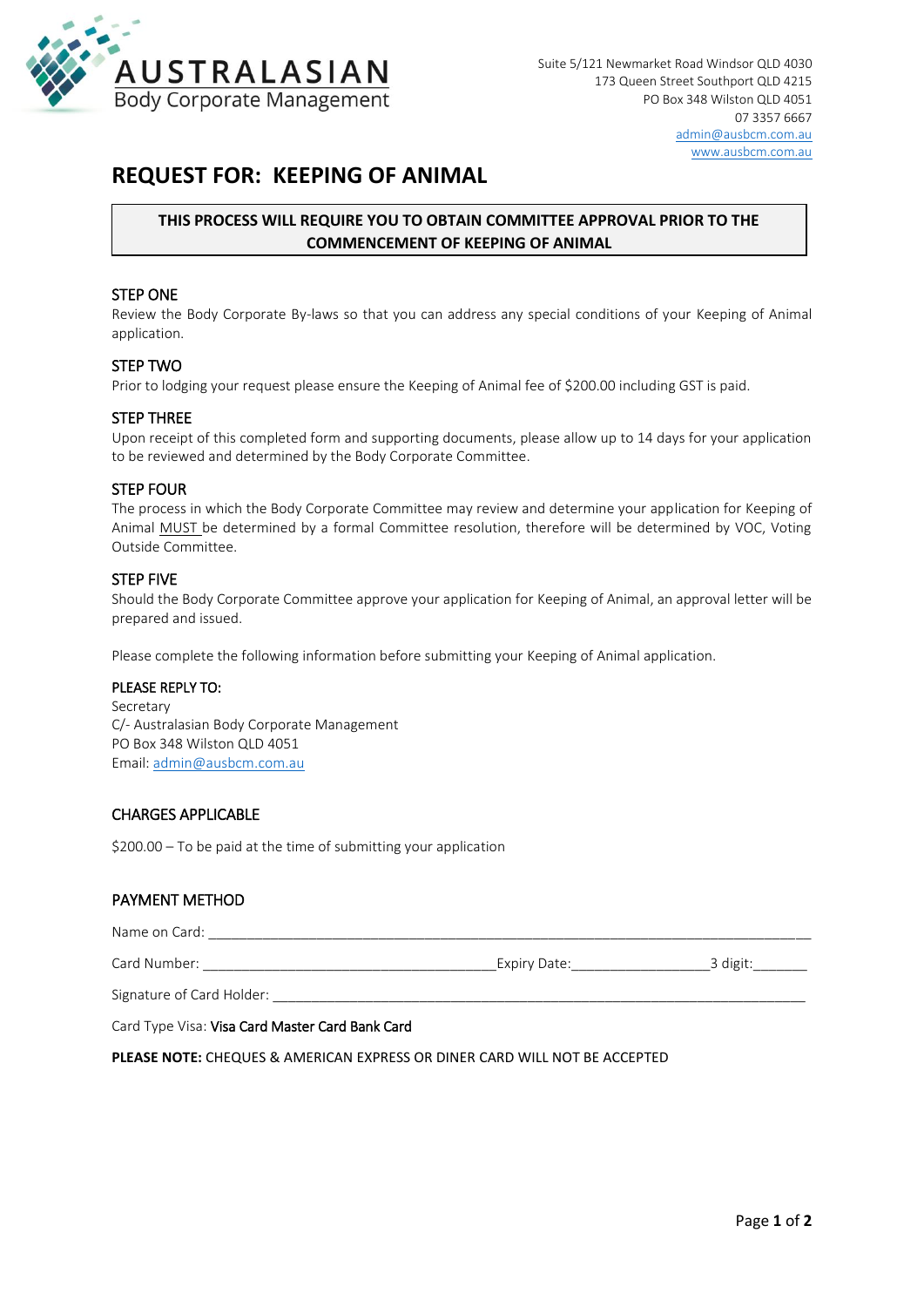AUSTRALASIAN
Body Corporate Management

Suite 5/121 Newmarket Road Windsor QLD 4030
173 Queen Street Southport QLD 4215
PO Box 348 Wilston QLD 4051
07 3357 6667
admin@ausbcm.com.au
www.ausbcm.com.au

# REQUEST FOR: KEEPING OF ANIMAL

**THIS PROCESS WILL REQUIRE YOU TO OBTAIN COMMITTEE APPROVAL PRIOR TO THE COMMENCEMENT OF KEEPING OF ANIMAL**

### STEP ONE

Review the Body Corporate By-laws so that you can address any special conditions of your Keeping of Animal application.

### STEP TWO

Prior to lodging your request please ensure the Keeping of Animal fee of $200.00 including GST is paid.

### STEP THREE

Upon receipt of this completed form and supporting documents, please allow up to 14 days for your application to be reviewed and determined by the Body Corporate Committee.

### STEP FOUR

The process in which the Body Corporate Committee may review and determine your application for Keeping of Animal MUST be determined by a formal Committee resolution, therefore will be determined by VOC, Voting Outside Committee.

### STEP FIVE

Should the Body Corporate Committee approve your application for Keeping of Animal, an approval letter will be prepared and issued.

Please complete the following information before submitting your Keeping of Animal application.

### PLEASE REPLY TO:

Secretary
C/- Australasian Body Corporate Management
PO Box 348 Wilston QLD 4051
Email: admin@ausbcm.com.au

### CHARGES APPLICABLE

$200.00 – To be paid at the time of submitting your application

### PAYMENT METHOD

Name on Card: ______________________________________________________________________________

Card Number: ______________________________________Expiry Date:_________________3 digit:_______

Signature of Card Holder: ______________________________________________________________________

Card Type Visa: Visa Card Master Card Bank Card

**PLEASE NOTE:** CHEQUES & AMERICAN EXPRESS OR DINER CARD WILL NOT BE ACCEPTED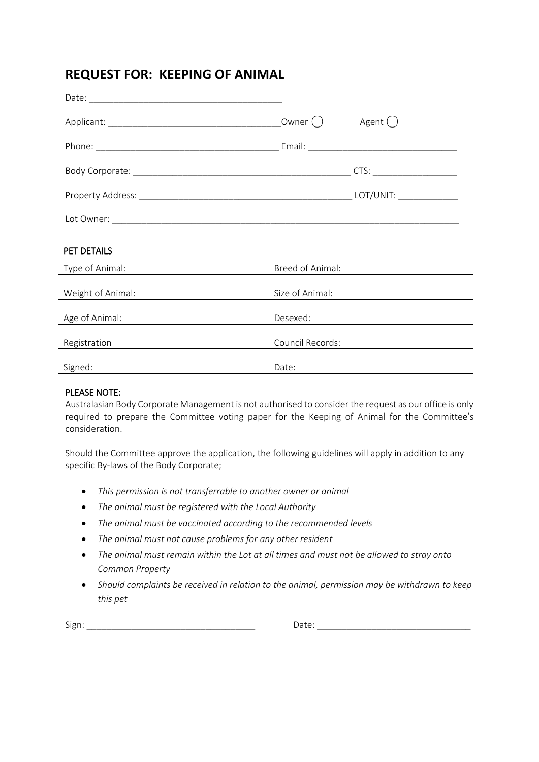# REQUEST FOR: KEEPING OF ANIMAL

Date: ______________________________________

Applicant: __________________________________Owner ◯ Agent ◯

Phone: ____________________________________ Email: _____________________________

Body Corporate: __________________________________________ CTS: ________________

Property Address: __________________________________________ LOT/UNIT: ____________

Lot Owner: ______________________________________________________________________

## PET DETAILS

| | |
|---|---|
| Type of Animal: | Breed of Animal: |
| Weight of Animal: | Size of Animal: |
| Age of Animal: | Desexed: |
| Registration | Council Records: |
| Signed: | Date: |

PLEASE NOTE:
Australasian Body Corporate Management is not authorised to consider the request as our office is only required to prepare the Committee voting paper for the Keeping of Animal for the Committee's consideration.

Should the Committee approve the application, the following guidelines will apply in addition to any specific By-laws of the Body Corporate;

- *This permission is not transferrable to another owner or animal*
- *The animal must be registered with the Local Authority*
- *The animal must be vaccinated according to the recommended levels*
- *The animal must not cause problems for any other resident*
- *The animal must remain within the Lot at all times and must not be allowed to stray onto Common Property*
- *Should complaints be received in relation to the animal, permission may be withdrawn to keep this pet*

Sign: _________________________________ Date: ______________________________